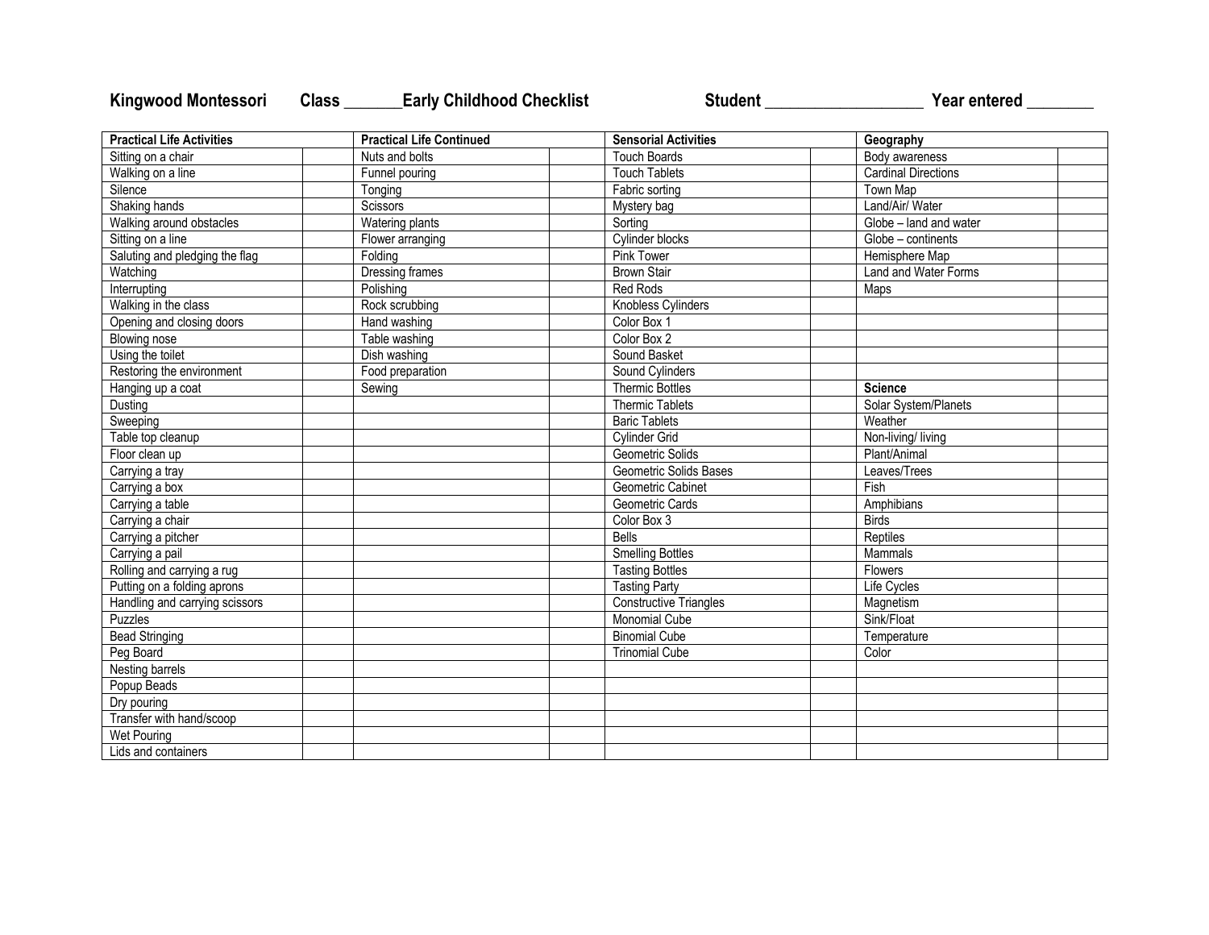**Kingwood Montessori Class \_\_\_\_\_\_\_Early Childhood Checklist Student \_\_\_\_\_\_\_\_\_\_\_\_\_\_\_\_\_\_\_\_ Year entered \_\_\_\_\_\_\_\_**

| Practical Life Activities | | Practical Life Continued | | Sensorial Activities | | Geography | |
|---|---|---|---|---|---|---|---|
| Sitting on a chair | | Nuts and bolts | | Touch Boards | | Body awareness | |
| Walking on a line | | Funnel pouring | | Touch Tablets | | Cardinal Directions | |
| Silence | | Tonging | | Fabric sorting | | Town Map | |
| Shaking hands | | Scissors | | Mystery bag | | Land/Air/ Water | |
| Walking around obstacles | | Watering plants | | Sorting | | Globe – land and water | |
| Sitting on a line | | Flower arranging | | Cylinder blocks | | Globe – continents | |
| Saluting and pledging the flag | | Folding | | Pink Tower | | Hemisphere Map | |
| Watching | | Dressing frames | | Brown Stair | | Land and Water Forms | |
| Interrupting | | Polishing | | Red Rods | | Maps | |
| Walking in the class | | Rock scrubbing | | Knobless Cylinders | | | |
| Opening and closing doors | | Hand washing | | Color Box 1 | | | |
| Blowing nose | | Table washing | | Color Box 2 | | | |
| Using the toilet | | Dish washing | | Sound Basket | | | |
| Restoring the environment | | Food preparation | | Sound Cylinders | | | |
| Hanging up a coat | | Sewing | | Thermic Bottles | | **Science** | |
| Dusting | | | | Thermic Tablets | | Solar System/Planets | |
| Sweeping | | | | Baric Tablets | | Weather | |
| Table top cleanup | | | | Cylinder Grid | | Non-living/ living | |
| Floor clean up | | | | Geometric Solids | | Plant/Animal | |
| Carrying a tray | | | | Geometric Solids Bases | | Leaves/Trees | |
| Carrying a box | | | | Geometric Cabinet | | Fish | |
| Carrying a table | | | | Geometric Cards | | Amphibians | |
| Carrying a chair | | | | Color Box 3 | | Birds | |
| Carrying a pitcher | | | | Bells | | Reptiles | |
| Carrying a pail | | | | Smelling Bottles | | Mammals | |
| Rolling and carrying a rug | | | | Tasting Bottles | | Flowers | |
| Putting on a folding aprons | | | | Tasting Party | | Life Cycles | |
| Handling and carrying scissors | | | | Constructive Triangles | | Magnetism | |
| Puzzles | | | | Monomial Cube | | Sink/Float | |
| Bead Stringing | | | | Binomial Cube | | Temperature | |
| Peg Board | | | | Trinomial Cube | | Color | |
| Nesting barrels | | | | | | | |
| Popup Beads | | | | | | | |
| Dry pouring | | | | | | | |
| Transfer with hand/scoop | | | | | | | |
| Wet Pouring | | | | | | | |
| Lids and containers | | | | | | | |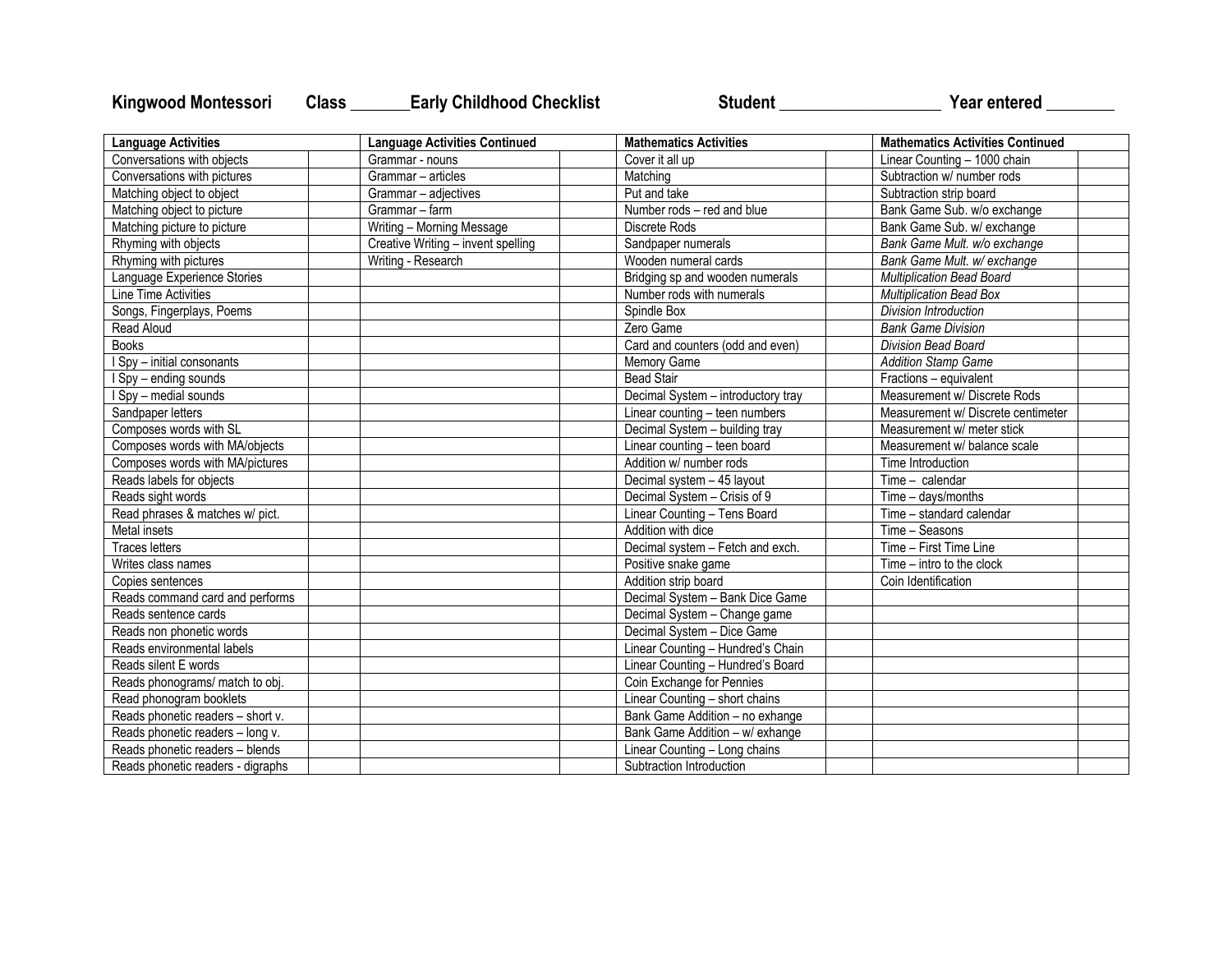**Kingwood Montessori Class _______Early Childhood Checklist Student ___________________ Year entered ________**

| Language Activities | | Language Activities Continued | | Mathematics Activities | | Mathematics Activities Continued | |
|---|---|---|---|---|---|---|---|
| Conversations with objects | | Grammar - nouns | | Cover it all up | | Linear Counting – 1000 chain | |
| Conversations with pictures | | Grammar – articles | | Matching | | Subtraction w/ number rods | |
| Matching object to object | | Grammar – adjectives | | Put and take | | Subtraction strip board | |
| Matching object to picture | | Grammar – farm | | Number rods – red and blue | | Bank Game Sub. w/o exchange | |
| Matching picture to picture | | Writing – Morning Message | | Discrete Rods | | Bank Game Sub. w/ exchange | |
| Rhyming with objects | | Creative Writing – invent spelling | | Sandpaper numerals | | *Bank Game Mult. w/o exchange* | |
| Rhyming with pictures | | Writing - Research | | Wooden numeral cards | | *Bank Game Mult. w/ exchange* | |
| Language Experience Stories | | | | Bridging sp and wooden numerals | | *Multiplication Bead Board* | |
| Line Time Activities | | | | Number rods with numerals | | *Multiplication Bead Box* | |
| Songs, Fingerplays, Poems | | | | Spindle Box | | *Division Introduction* | |
| Read Aloud | | | | Zero Game | | *Bank Game Division* | |
| Books | | | | Card and counters (odd and even) | | *Division Bead Board* | |
| I Spy – initial consonants | | | | Memory Game | | *Addition Stamp Game* | |
| I Spy – ending sounds | | | | Bead Stair | | Fractions – equivalent | |
| I Spy – medial sounds | | | | Decimal System – introductory tray | | Measurement w/ Discrete Rods | |
| Sandpaper letters | | | | Linear counting – teen numbers | | Measurement w/ Discrete centimeter | |
| Composes words with SL | | | | Decimal System – building tray | | Measurement w/ meter stick | |
| Composes words with MA/objects | | | | Linear counting – teen board | | Measurement w/ balance scale | |
| Composes words with MA/pictures | | | | Addition w/ number rods | | Time Introduction | |
| Reads labels for objects | | | | Decimal system – 45 layout | | Time – calendar | |
| Reads sight words | | | | Decimal System – Crisis of 9 | | Time – days/months | |
| Read phrases & matches w/ pict. | | | | Linear Counting – Tens Board | | Time – standard calendar | |
| Metal insets | | | | Addition with dice | | Time – Seasons | |
| Traces letters | | | | Decimal system – Fetch and exch. | | Time – First Time Line | |
| Writes class names | | | | Positive snake game | | Time – intro to the clock | |
| Copies sentences | | | | Addition strip board | | Coin Identification | |
| Reads command card and performs | | | | Decimal System – Bank Dice Game | | | |
| Reads sentence cards | | | | Decimal System – Change game | | | |
| Reads non phonetic words | | | | Decimal System – Dice Game | | | |
| Reads environmental labels | | | | Linear Counting – Hundred's Chain | | | |
| Reads silent E words | | | | Linear Counting – Hundred's Board | | | |
| Reads phonograms/ match to obj. | | | | Coin Exchange for Pennies | | | |
| Read phonogram booklets | | | | Linear Counting – short chains | | | |
| Reads phonetic readers – short v. | | | | Bank Game Addition – no exhange | | | |
| Reads phonetic readers – long v. | | | | Bank Game Addition – w/ exhange | | | |
| Reads phonetic readers – blends | | | | Linear Counting – Long chains | | | |
| Reads phonetic readers - digraphs | | | | Subtraction Introduction | | | |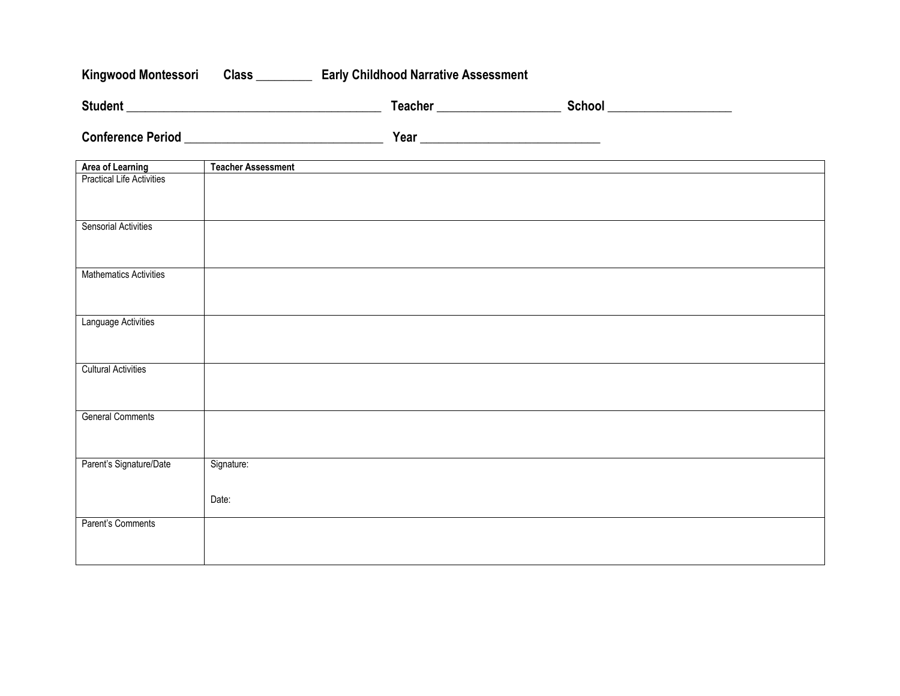**Kingwood Montessori**  **Class** _________  **Early Childhood Narrative Assessment**

**Student** _________________________________________  **Teacher** ____________________  **School** ____________________

**Conference Period** ________________________________  **Year** _____________________________

| Area of Learning | Teacher Assessment |
|---|---|
| Practical Life Activities | |
| Sensorial Activities | |
| Mathematics Activities | |
| Language Activities | |
| Cultural Activities | |
| General Comments | |
| Parent's Signature/Date | Signature:<br><br>Date: |
| Parent's Comments | |